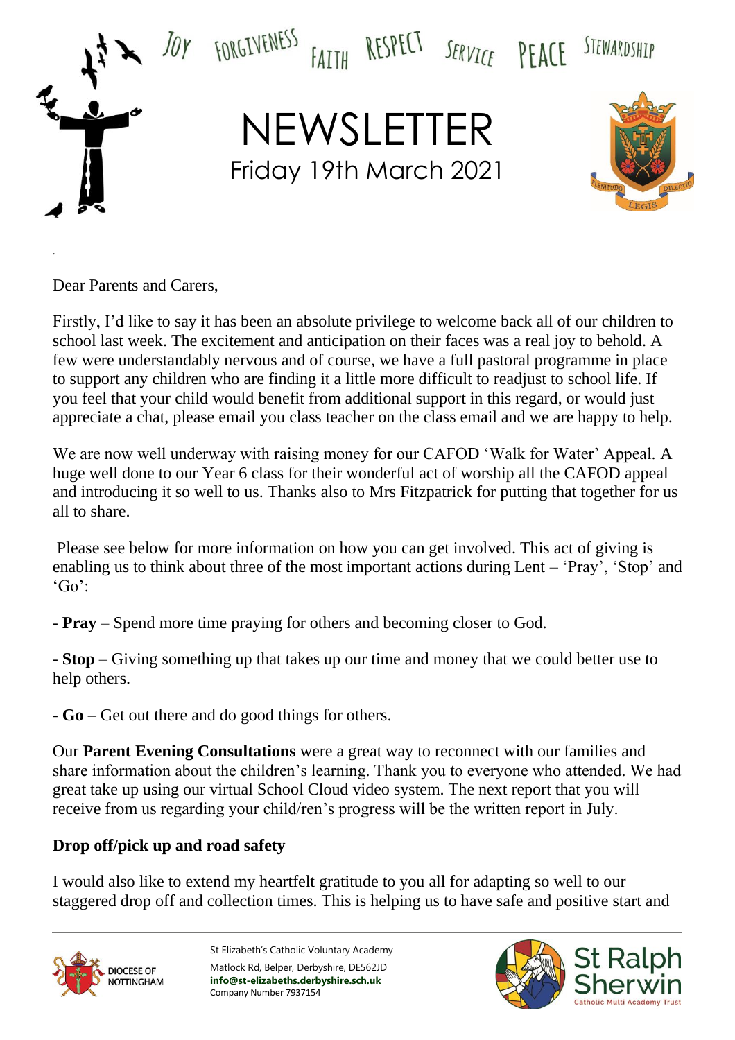JOY FORGIVENESS FAITH RESPECT SERVICE PEACE STEWARDSHIP

# NEWSLETTER

Friday 19th March 2021

Dear Parents and Carers,

Firstly, I'd like to say it has been an absolute privilege to welcome back all of our children to school last week. The excitement and anticipation on their faces was a real joy to behold. A few were understandably nervous and of course, we have a full pastoral programme in place to support any children who are finding it a little more difficult to readjust to school life. If you feel that your child would benefit from additional support in this regard, or would just appreciate a chat, please email you class teacher on the class email and we are happy to help.

We are now well underway with raising money for our CAFOD 'Walk for Water' Appeal. A huge well done to our Year 6 class for their wonderful act of worship all the CAFOD appeal and introducing it so well to us. Thanks also to Mrs Fitzpatrick for putting that together for us all to share.

Please see below for more information on how you can get involved. This act of giving is enabling us to think about three of the most important actions during Lent – 'Pray', 'Stop' and 'Go':

- **Pray** – Spend more time praying for others and becoming closer to God.
- **Stop** – Giving something up that takes up our time and money that we could better use to help others.
- **Go** – Get out there and do good things for others.

Our **Parent Evening Consultations** were a great way to reconnect with our families and share information about the children's learning. Thank you to everyone who attended. We had great take up using our virtual School Cloud video system. The next report that you will receive from us regarding your child/ren's progress will be the written report in July.

**Drop off/pick up and road safety**

I would also like to extend my heartfelt gratitude to you all for adapting so well to our staggered drop off and collection times. This is helping us to have safe and positive start and

St Elizabeth's Catholic Voluntary Academy
Matlock Rd, Belper, Derbyshire, DE562JD
**info@st-elizabeths.derbyshire.sch.uk**
Company Number 7937154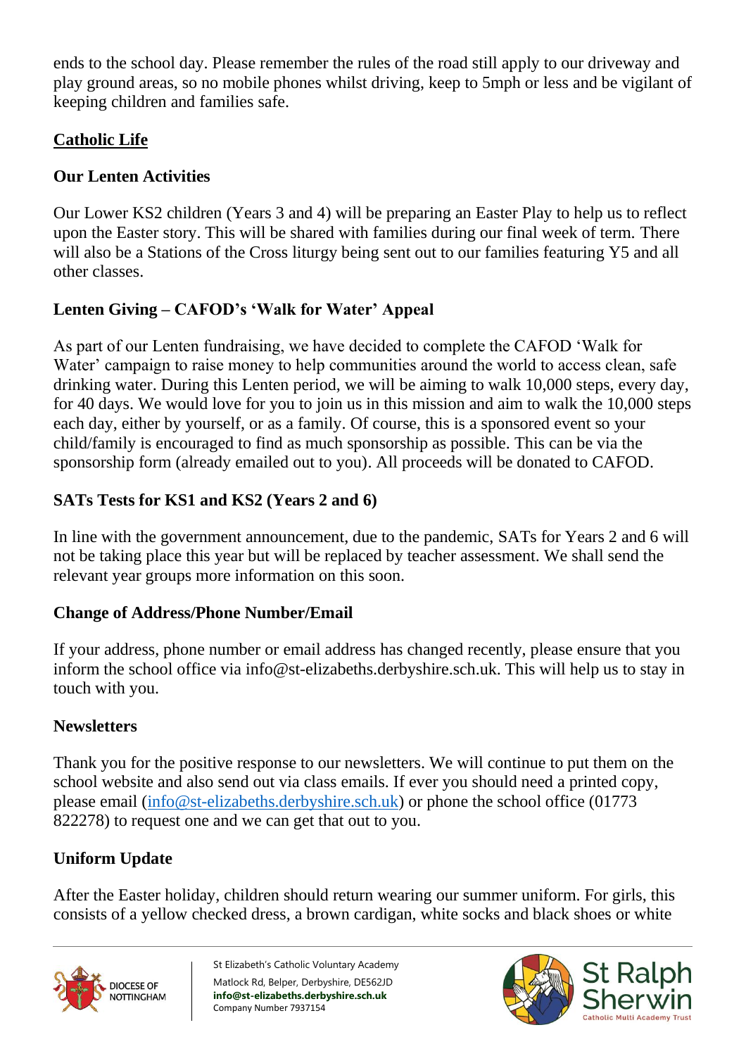ends to the school day. Please remember the rules of the road still apply to our driveway and play ground areas, so no mobile phones whilst driving, keep to 5mph or less and be vigilant of keeping children and families safe.

## Catholic Life

### Our Lenten Activities

Our Lower KS2 children (Years 3 and 4) will be preparing an Easter Play to help us to reflect upon the Easter story. This will be shared with families during our final week of term. There will also be a Stations of the Cross liturgy being sent out to our families featuring Y5 and all other classes.

### Lenten Giving – CAFOD's 'Walk for Water' Appeal

As part of our Lenten fundraising, we have decided to complete the CAFOD 'Walk for Water' campaign to raise money to help communities around the world to access clean, safe drinking water. During this Lenten period, we will be aiming to walk 10,000 steps, every day, for 40 days. We would love for you to join us in this mission and aim to walk the 10,000 steps each day, either by yourself, or as a family. Of course, this is a sponsored event so your child/family is encouraged to find as much sponsorship as possible. This can be via the sponsorship form (already emailed out to you). All proceeds will be donated to CAFOD.

### SATs Tests for KS1 and KS2 (Years 2 and 6)

In line with the government announcement, due to the pandemic, SATs for Years 2 and 6 will not be taking place this year but will be replaced by teacher assessment. We shall send the relevant year groups more information on this soon.

### Change of Address/Phone Number/Email

If your address, phone number or email address has changed recently, please ensure that you inform the school office via info@st-elizabeths.derbyshire.sch.uk. This will help us to stay in touch with you.

### Newsletters

Thank you for the positive response to our newsletters. We will continue to put them on the school website and also send out via class emails. If ever you should need a printed copy, please email (info@st-elizabeths.derbyshire.sch.uk) or phone the school office (01773 822278) to request one and we can get that out to you.

### Uniform Update

After the Easter holiday, children should return wearing our summer uniform. For girls, this consists of a yellow checked dress, a brown cardigan, white socks and black shoes or white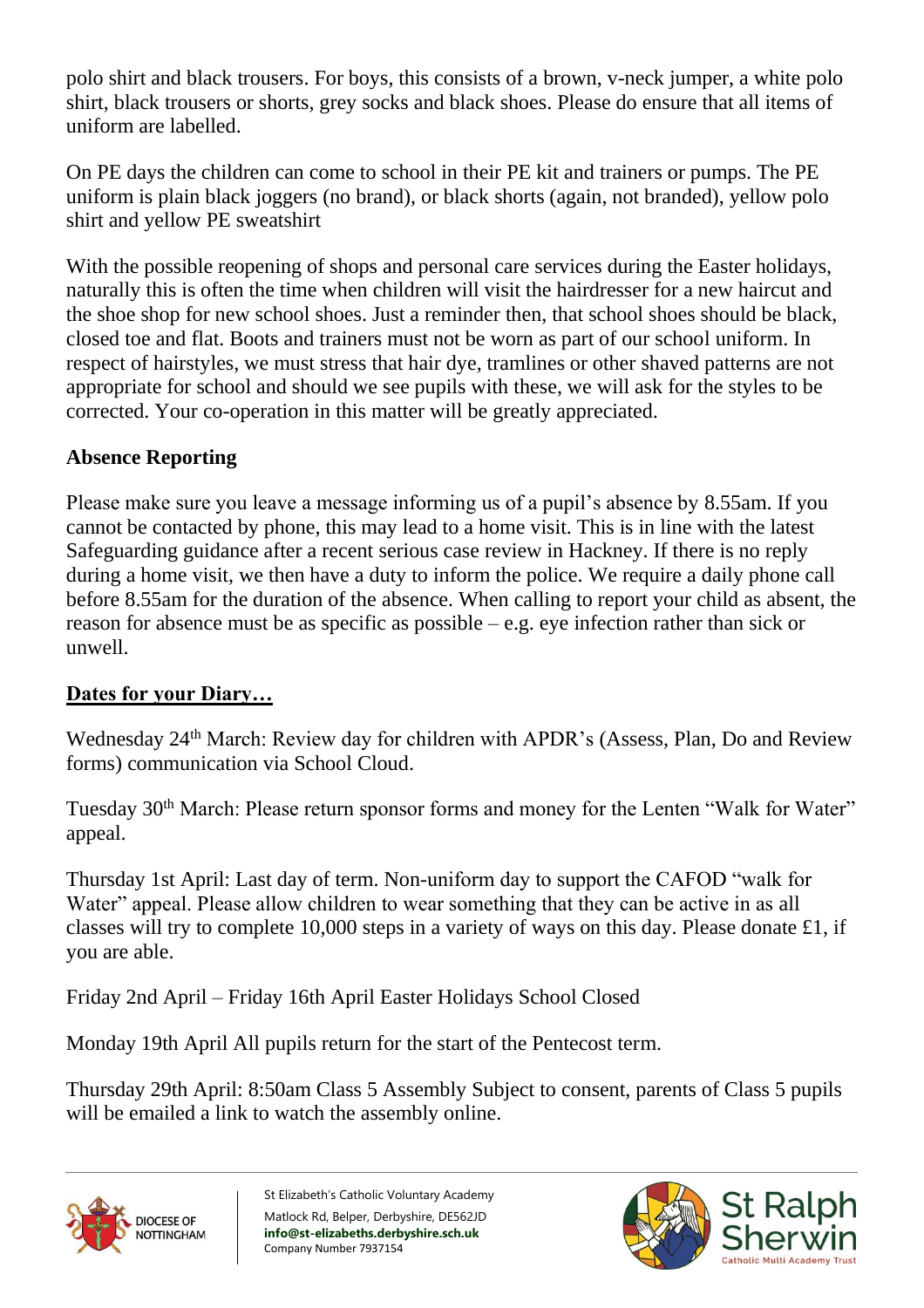polo shirt and black trousers. For boys, this consists of a brown, v-neck jumper, a white polo shirt, black trousers or shorts, grey socks and black shoes. Please do ensure that all items of uniform are labelled.

On PE days the children can come to school in their PE kit and trainers or pumps. The PE uniform is plain black joggers (no brand), or black shorts (again, not branded), yellow polo shirt and yellow PE sweatshirt

With the possible reopening of shops and personal care services during the Easter holidays, naturally this is often the time when children will visit the hairdresser for a new haircut and the shoe shop for new school shoes. Just a reminder then, that school shoes should be black, closed toe and flat. Boots and trainers must not be worn as part of our school uniform. In respect of hairstyles, we must stress that hair dye, tramlines or other shaved patterns are not appropriate for school and should we see pupils with these, we will ask for the styles to be corrected. Your co-operation in this matter will be greatly appreciated.

**Absence Reporting**

Please make sure you leave a message informing us of a pupil's absence by 8.55am. If you cannot be contacted by phone, this may lead to a home visit. This is in line with the latest Safeguarding guidance after a recent serious case review in Hackney. If there is no reply during a home visit, we then have a duty to inform the police. We require a daily phone call before 8.55am for the duration of the absence. When calling to report your child as absent, the reason for absence must be as specific as possible – e.g. eye infection rather than sick or unwell.

**Dates for your Diary…**

Wednesday 24th March: Review day for children with APDR's (Assess, Plan, Do and Review forms) communication via School Cloud.

Tuesday 30th March: Please return sponsor forms and money for the Lenten "Walk for Water" appeal.

Thursday 1st April: Last day of term. Non-uniform day to support the CAFOD "walk for Water" appeal. Please allow children to wear something that they can be active in as all classes will try to complete 10,000 steps in a variety of ways on this day. Please donate £1, if you are able.

Friday 2nd April – Friday 16th April Easter Holidays School Closed

Monday 19th April All pupils return for the start of the Pentecost term.

Thursday 29th April: 8:50am Class 5 Assembly Subject to consent, parents of Class 5 pupils will be emailed a link to watch the assembly online.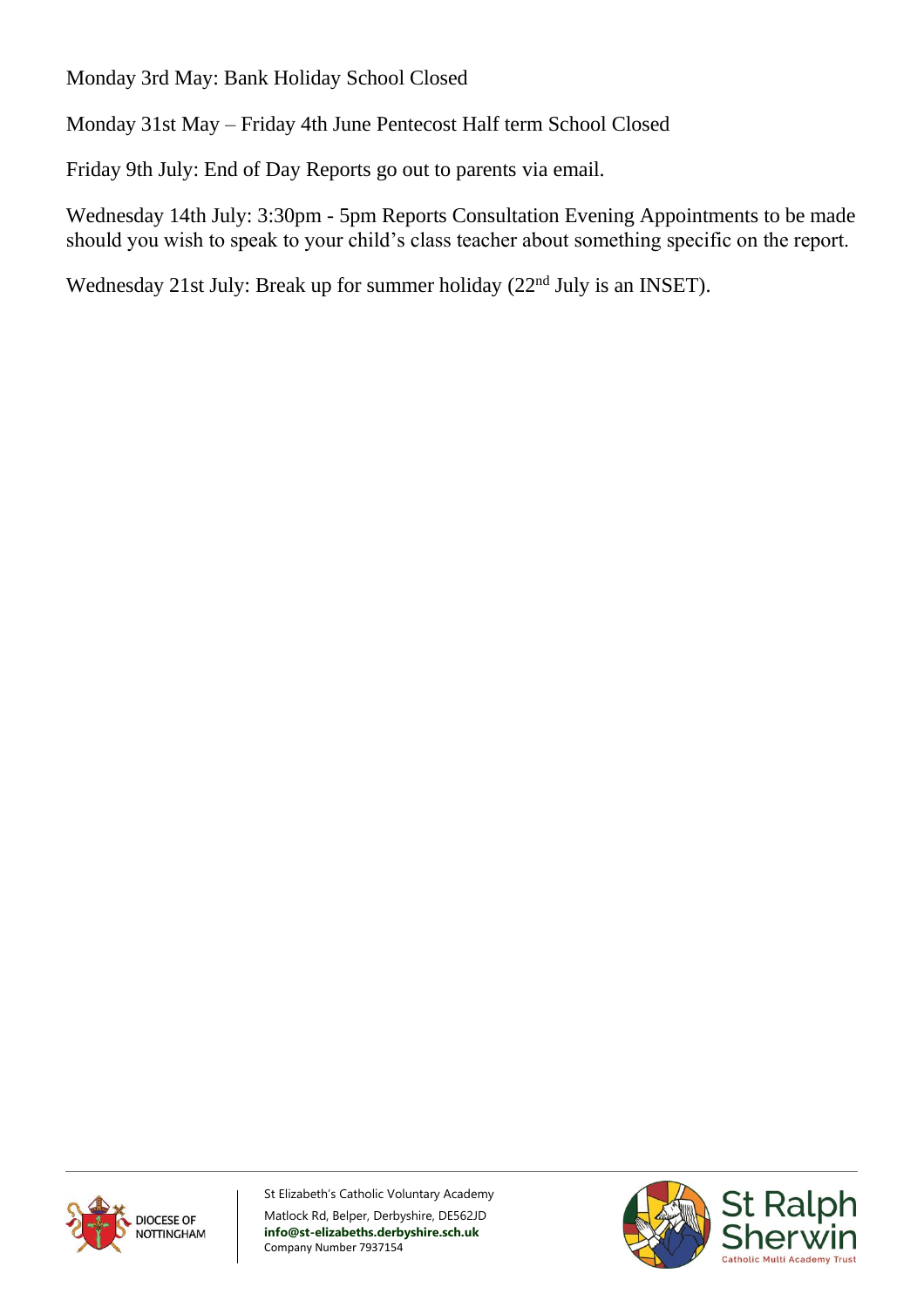Monday 3rd May: Bank Holiday School Closed

Monday 31st May – Friday 4th June Pentecost Half term School Closed

Friday 9th July: End of Day Reports go out to parents via email.

Wednesday 14th July: 3:30pm - 5pm Reports Consultation Evening Appointments to be made should you wish to speak to your child's class teacher about something specific on the report.

Wednesday 21st July: Break up for summer holiday (22nd July is an INSET).